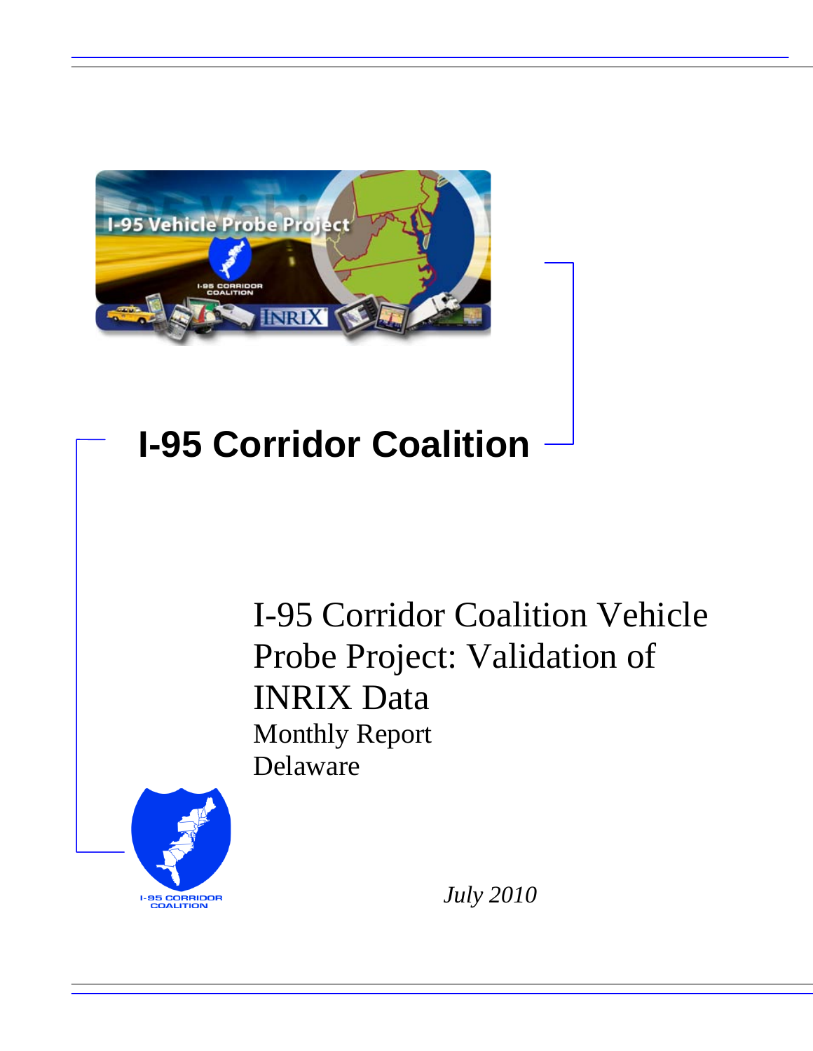# I-95 Corridor Coalition

## I-95 Corridor Coalition Vehicle Probe Project: Validation of INRIX Data

Monthly Report

Delaware

*July 2010*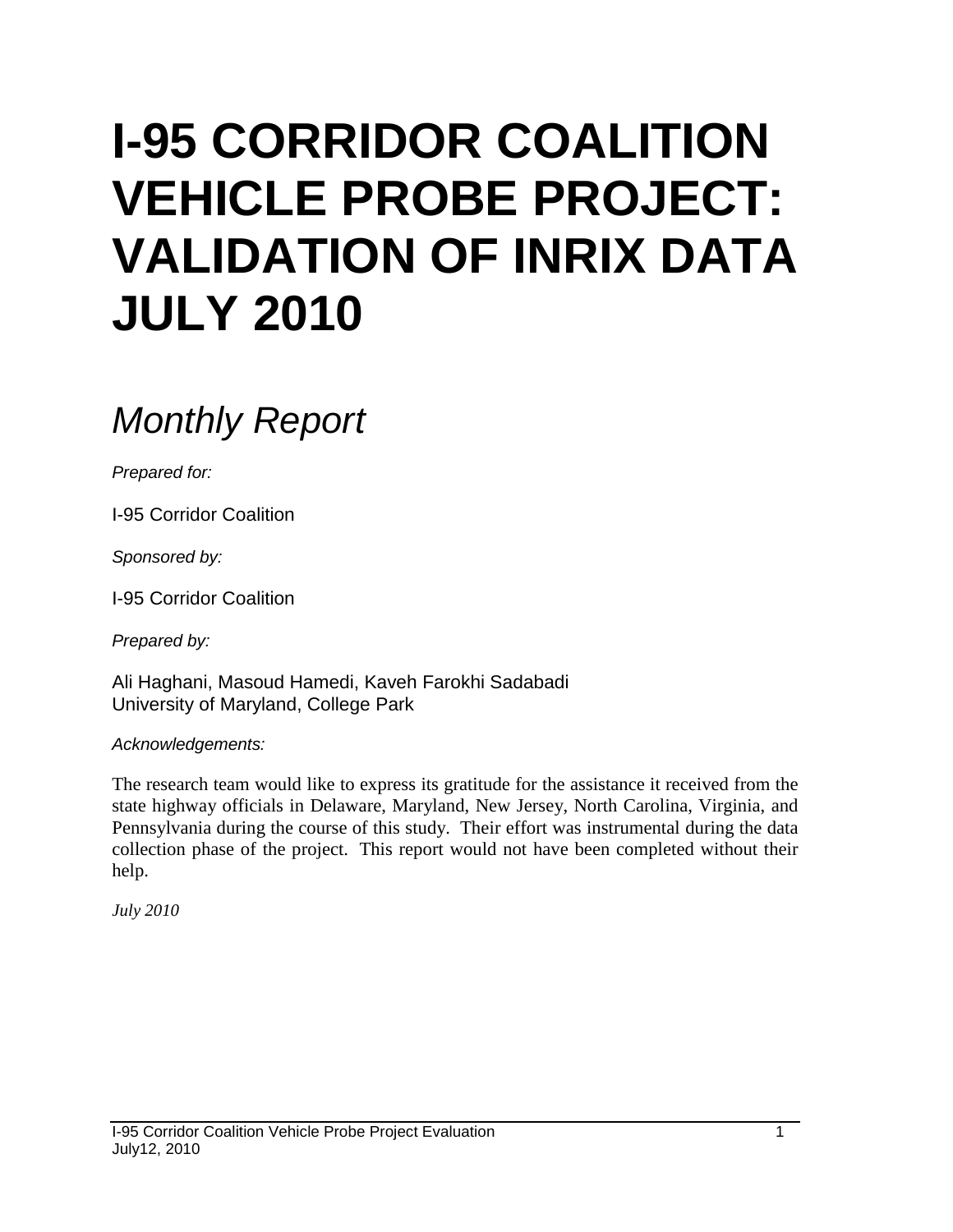# I-95 CORRIDOR COALITION VEHICLE PROBE PROJECT: VALIDATION OF INRIX DATA JULY 2010

## *Monthly Report*

*Prepared for:*

I-95 Corridor Coalition

*Sponsored by:*

I-95 Corridor Coalition

*Prepared by:*

Ali Haghani, Masoud Hamedi, Kaveh Farokhi Sadabadi
University of Maryland, College Park

*Acknowledgements:*

The research team would like to express its gratitude for the assistance it received from the state highway officials in Delaware, Maryland, New Jersey, North Carolina, Virginia, and Pennsylvania during the course of this study. Their effort was instrumental during the data collection phase of the project. This report would not have been completed without their help.

*July 2010*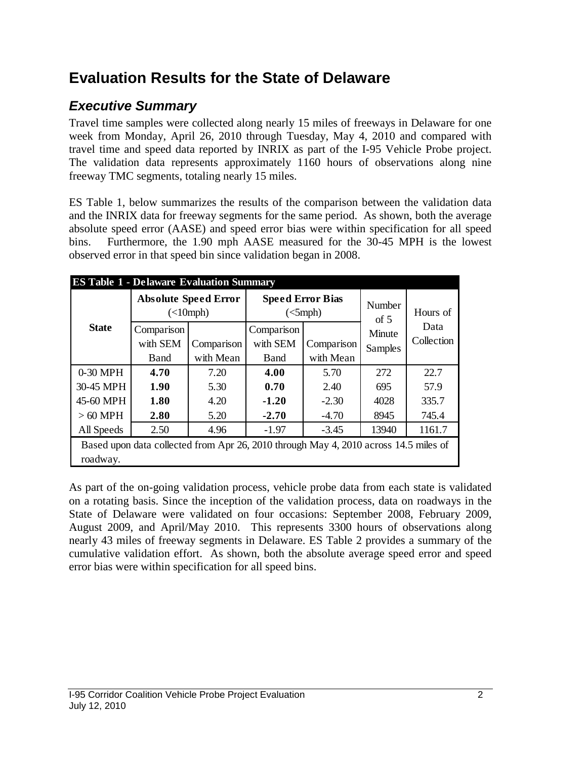# Evaluation Results for the State of Delaware

## *Executive Summary*

Travel time samples were collected along nearly 15 miles of freeways in Delaware for one week from Monday, April 26, 2010 through Tuesday, May 4, 2010 and compared with travel time and speed data reported by INRIX as part of the I-95 Vehicle Probe project. The validation data represents approximately 1160 hours of observations along nine freeway TMC segments, totaling nearly 15 miles.

ES Table 1, below summarizes the results of the comparison between the validation data and the INRIX data for freeway segments for the same period. As shown, both the average absolute speed error (AASE) and speed error bias were within specification for all speed bins. Furthermore, the 1.90 mph AASE measured for the 30-45 MPH is the lowest observed error in that speed bin since validation began in 2008.

**ES Table 1 - Delaware Evaluation Summary**

| State | Absolute Speed Error (<10mph) | | Speed Error Bias (<5mph) | | Number of 5 Minute Samples | Hours of Data Collection |
|---|---|---|---|---|---|---|
| | Comparison with SEM Band | Comparison with Mean | Comparison with SEM Band | Comparison with Mean | | |
| 0-30 MPH | **4.70** | 7.20 | **4.00** | 5.70 | 272 | 22.7 |
| 30-45 MPH | **1.90** | 5.30 | **0.70** | 2.40 | 695 | 57.9 |
| 45-60 MPH | **1.80** | 4.20 | **-1.20** | -2.30 | 4028 | 335.7 |
| > 60 MPH | **2.80** | 5.20 | **-2.70** | -4.70 | 8945 | 745.4 |
| All Speeds | 2.50 | 4.96 | -1.97 | -3.45 | 13940 | 1161.7 |

Based upon data collected from Apr 26, 2010 through May 4, 2010 across 14.5 miles of roadway.

As part of the on-going validation process, vehicle probe data from each state is validated on a rotating basis. Since the inception of the validation process, data on roadways in the State of Delaware were validated on four occasions: September 2008, February 2009, August 2009, and April/May 2010. This represents 3300 hours of observations along nearly 43 miles of freeway segments in Delaware. ES Table 2 provides a summary of the cumulative validation effort. As shown, both the absolute average speed error and speed error bias were within specification for all speed bins.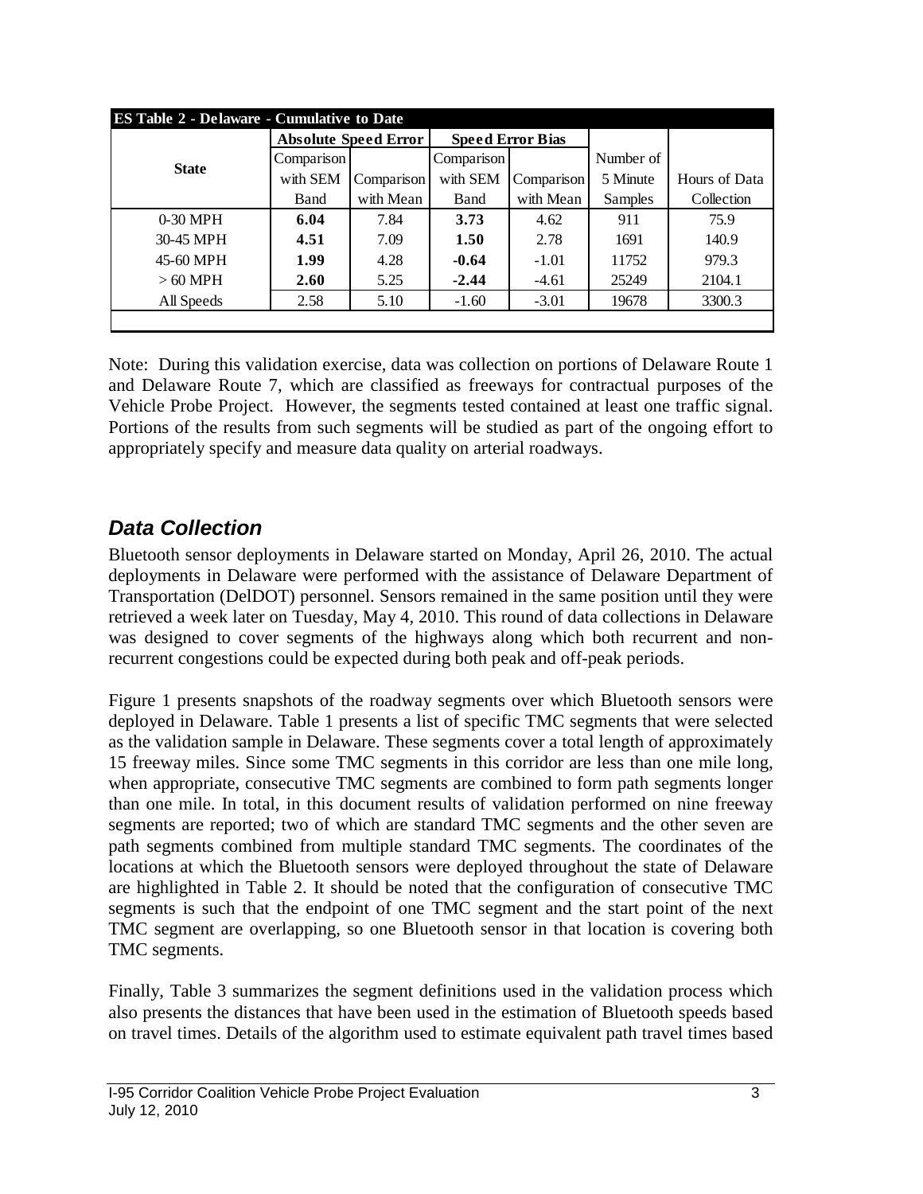| ES Table 2 - Delaware - Cumulative to Date | | | | | | |
|---|---|---|---|---|---|---|
| State | Absolute Speed Error | | Speed Error Bias | | Number of 5 Minute Samples | Hours of Data Collection |
| | Comparison with SEM Band | Comparison with Mean | Comparison with SEM Band | Comparison with Mean | | |
| 0-30 MPH | **6.04** | 7.84 | **3.73** | 4.62 | 911 | 75.9 |
| 30-45 MPH | **4.51** | 7.09 | **1.50** | 2.78 | 1691 | 140.9 |
| 45-60 MPH | **1.99** | 4.28 | **-0.64** | -1.01 | 11752 | 979.3 |
| > 60 MPH | **2.60** | 5.25 | **-2.44** | -4.61 | 25249 | 2104.1 |
| All Speeds | 2.58 | 5.10 | -1.60 | -3.01 | 19678 | 3300.3 |

Note: During this validation exercise, data was collection on portions of Delaware Route 1 and Delaware Route 7, which are classified as freeways for contractual purposes of the Vehicle Probe Project. However, the segments tested contained at least one traffic signal. Portions of the results from such segments will be studied as part of the ongoing effort to appropriately specify and measure data quality on arterial roadways.

## *Data Collection*

Bluetooth sensor deployments in Delaware started on Monday, April 26, 2010. The actual deployments in Delaware were performed with the assistance of Delaware Department of Transportation (DelDOT) personnel. Sensors remained in the same position until they were retrieved a week later on Tuesday, May 4, 2010. This round of data collections in Delaware was designed to cover segments of the highways along which both recurrent and non-recurrent congestions could be expected during both peak and off-peak periods.

Figure 1 presents snapshots of the roadway segments over which Bluetooth sensors were deployed in Delaware. Table 1 presents a list of specific TMC segments that were selected as the validation sample in Delaware. These segments cover a total length of approximately 15 freeway miles. Since some TMC segments in this corridor are less than one mile long, when appropriate, consecutive TMC segments are combined to form path segments longer than one mile. In total, in this document results of validation performed on nine freeway segments are reported; two of which are standard TMC segments and the other seven are path segments combined from multiple standard TMC segments. The coordinates of the locations at which the Bluetooth sensors were deployed throughout the state of Delaware are highlighted in Table 2. It should be noted that the configuration of consecutive TMC segments is such that the endpoint of one TMC segment and the start point of the next TMC segment are overlapping, so one Bluetooth sensor in that location is covering both TMC segments.

Finally, Table 3 summarizes the segment definitions used in the validation process which also presents the distances that have been used in the estimation of Bluetooth speeds based on travel times. Details of the algorithm used to estimate equivalent path travel times based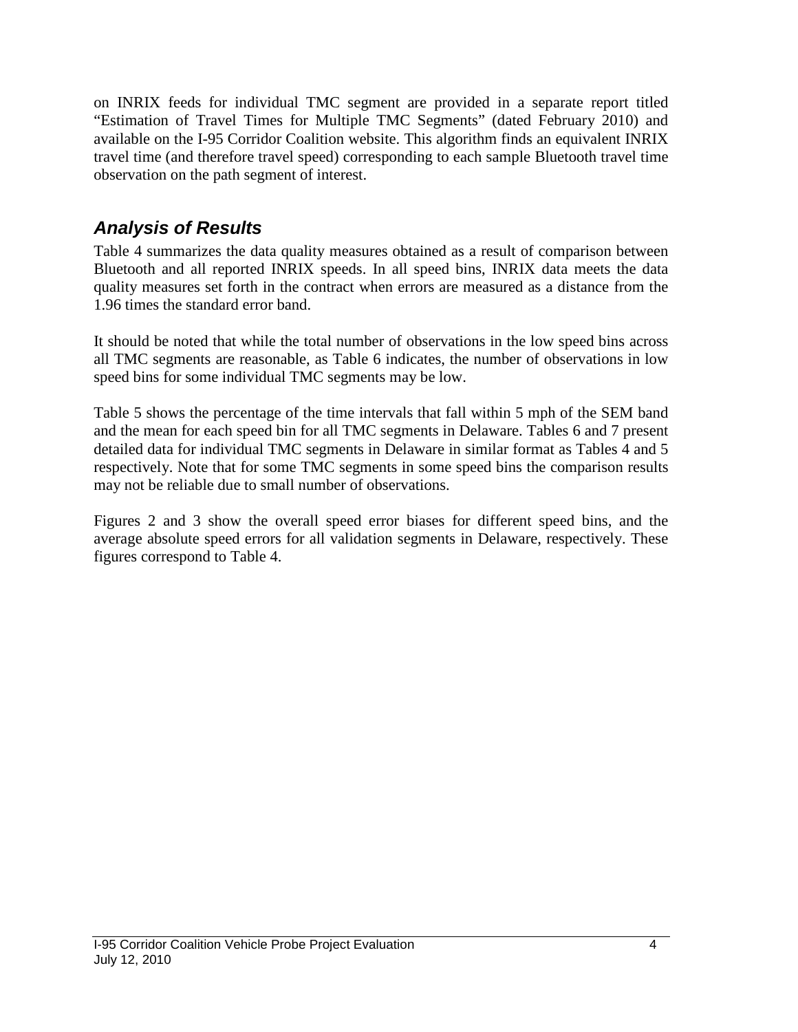on INRIX feeds for individual TMC segment are provided in a separate report titled "Estimation of Travel Times for Multiple TMC Segments" (dated February 2010) and available on the I-95 Corridor Coalition website. This algorithm finds an equivalent INRIX travel time (and therefore travel speed) corresponding to each sample Bluetooth travel time observation on the path segment of interest.

## *Analysis of Results*

Table 4 summarizes the data quality measures obtained as a result of comparison between Bluetooth and all reported INRIX speeds. In all speed bins, INRIX data meets the data quality measures set forth in the contract when errors are measured as a distance from the 1.96 times the standard error band.

It should be noted that while the total number of observations in the low speed bins across all TMC segments are reasonable, as Table 6 indicates, the number of observations in low speed bins for some individual TMC segments may be low.

Table 5 shows the percentage of the time intervals that fall within 5 mph of the SEM band and the mean for each speed bin for all TMC segments in Delaware. Tables 6 and 7 present detailed data for individual TMC segments in Delaware in similar format as Tables 4 and 5 respectively. Note that for some TMC segments in some speed bins the comparison results may not be reliable due to small number of observations.

Figures 2 and 3 show the overall speed error biases for different speed bins, and the average absolute speed errors for all validation segments in Delaware, respectively. These figures correspond to Table 4.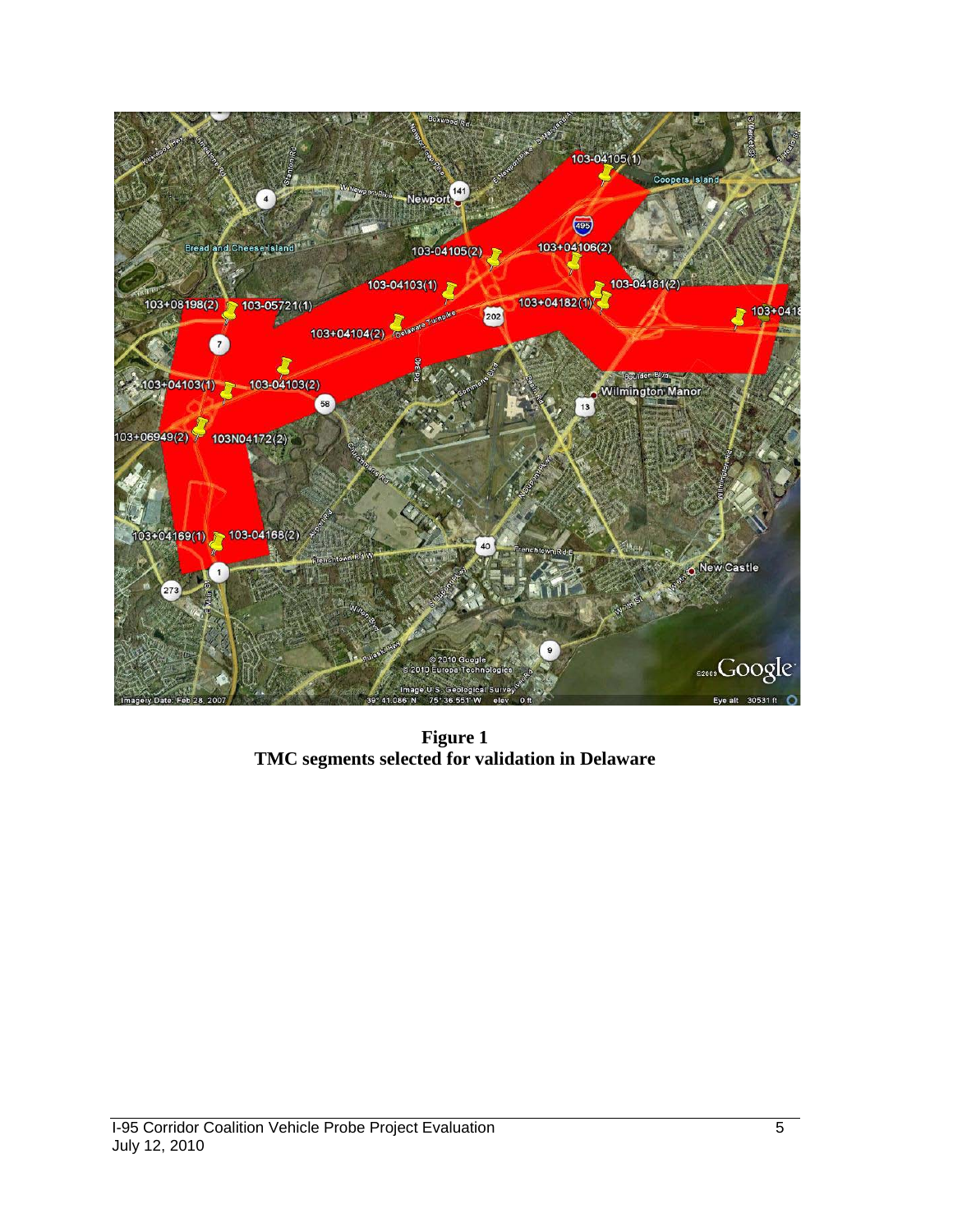**Figure 1**
**TMC segments selected for validation in Delaware**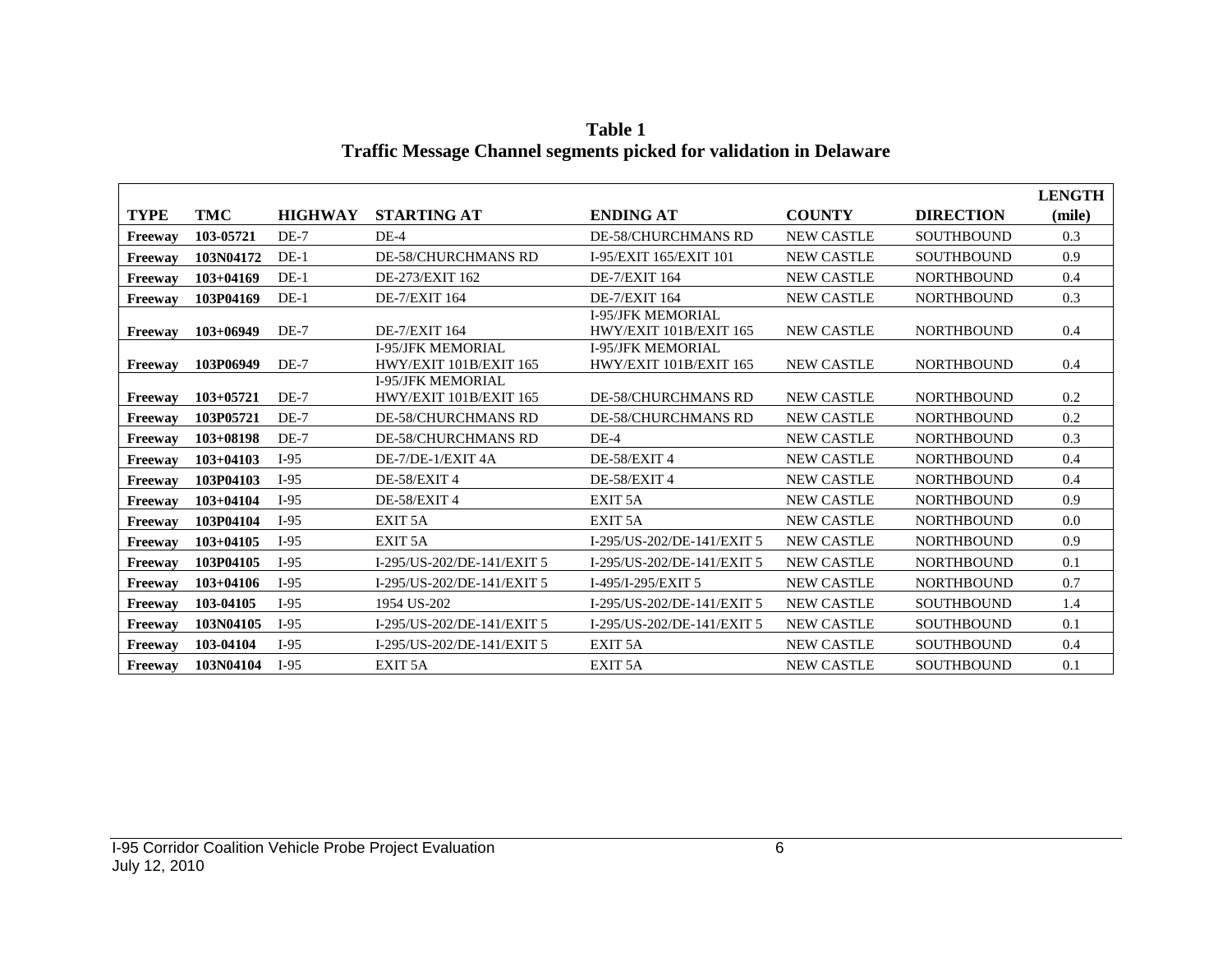**Table 1**
**Traffic Message Channel segments picked for validation in Delaware**

| TYPE | TMC | HIGHWAY | STARTING AT | ENDING AT | COUNTY | DIRECTION | LENGTH (mile) |
|---|---|---|---|---|---|---|---|
| **Freeway** | **103-05721** | DE-7 | DE-4 | DE-58/CHURCHMANS RD | NEW CASTLE | SOUTHBOUND | 0.3 |
| **Freeway** | **103N04172** | DE-1 | DE-58/CHURCHMANS RD | I-95/EXIT 165/EXIT 101 | NEW CASTLE | SOUTHBOUND | 0.9 |
| **Freeway** | **103+04169** | DE-1 | DE-273/EXIT 162 | DE-7/EXIT 164 | NEW CASTLE | NORTHBOUND | 0.4 |
| **Freeway** | **103P04169** | DE-1 | DE-7/EXIT 164 | DE-7/EXIT 164 | NEW CASTLE | NORTHBOUND | 0.3 |
| **Freeway** | **103+06949** | DE-7 | DE-7/EXIT 164 | I-95/JFK MEMORIAL HWY/EXIT 101B/EXIT 165 | NEW CASTLE | NORTHBOUND | 0.4 |
| **Freeway** | **103P06949** | DE-7 | I-95/JFK MEMORIAL HWY/EXIT 101B/EXIT 165 | I-95/JFK MEMORIAL HWY/EXIT 101B/EXIT 165 | NEW CASTLE | NORTHBOUND | 0.4 |
| **Freeway** | **103+05721** | DE-7 | I-95/JFK MEMORIAL HWY/EXIT 101B/EXIT 165 | DE-58/CHURCHMANS RD | NEW CASTLE | NORTHBOUND | 0.2 |
| **Freeway** | **103P05721** | DE-7 | DE-58/CHURCHMANS RD | DE-58/CHURCHMANS RD | NEW CASTLE | NORTHBOUND | 0.2 |
| **Freeway** | **103+08198** | DE-7 | DE-58/CHURCHMANS RD | DE-4 | NEW CASTLE | NORTHBOUND | 0.3 |
| **Freeway** | **103+04103** | I-95 | DE-7/DE-1/EXIT 4A | DE-58/EXIT 4 | NEW CASTLE | NORTHBOUND | 0.4 |
| **Freeway** | **103P04103** | I-95 | DE-58/EXIT 4 | DE-58/EXIT 4 | NEW CASTLE | NORTHBOUND | 0.4 |
| **Freeway** | **103+04104** | I-95 | DE-58/EXIT 4 | EXIT 5A | NEW CASTLE | NORTHBOUND | 0.9 |
| **Freeway** | **103P04104** | I-95 | EXIT 5A | EXIT 5A | NEW CASTLE | NORTHBOUND | 0.0 |
| **Freeway** | **103+04105** | I-95 | EXIT 5A | I-295/US-202/DE-141/EXIT 5 | NEW CASTLE | NORTHBOUND | 0.9 |
| **Freeway** | **103P04105** | I-95 | I-295/US-202/DE-141/EXIT 5 | I-295/US-202/DE-141/EXIT 5 | NEW CASTLE | NORTHBOUND | 0.1 |
| **Freeway** | **103+04106** | I-95 | I-295/US-202/DE-141/EXIT 5 | I-495/I-295/EXIT 5 | NEW CASTLE | NORTHBOUND | 0.7 |
| **Freeway** | **103-04105** | I-95 | 1954 US-202 | I-295/US-202/DE-141/EXIT 5 | NEW CASTLE | SOUTHBOUND | 1.4 |
| **Freeway** | **103N04105** | I-95 | I-295/US-202/DE-141/EXIT 5 | I-295/US-202/DE-141/EXIT 5 | NEW CASTLE | SOUTHBOUND | 0.1 |
| **Freeway** | **103-04104** | I-95 | I-295/US-202/DE-141/EXIT 5 | EXIT 5A | NEW CASTLE | SOUTHBOUND | 0.4 |
| **Freeway** | **103N04104** | I-95 | EXIT 5A | EXIT 5A | NEW CASTLE | SOUTHBOUND | 0.1 |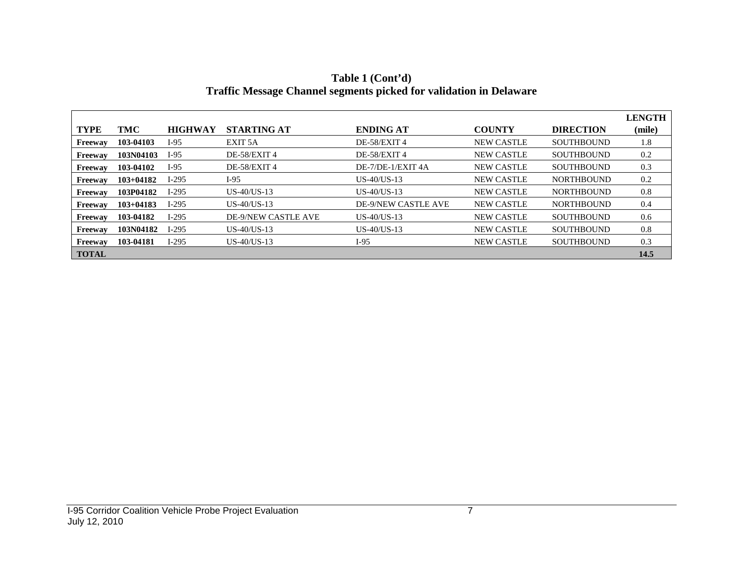**Table 1 (Cont'd)**
**Traffic Message Channel segments picked for validation in Delaware**

| TYPE | TMC | HIGHWAY | STARTING AT | ENDING AT | COUNTY | DIRECTION | LENGTH (mile) |
|---|---|---|---|---|---|---|---|
| **Freeway** | **103-04103** | I-95 | EXIT 5A | DE-58/EXIT 4 | NEW CASTLE | SOUTHBOUND | 1.8 |
| **Freeway** | **103N04103** | I-95 | DE-58/EXIT 4 | DE-58/EXIT 4 | NEW CASTLE | SOUTHBOUND | 0.2 |
| **Freeway** | **103-04102** | I-95 | DE-58/EXIT 4 | DE-7/DE-1/EXIT 4A | NEW CASTLE | SOUTHBOUND | 0.3 |
| **Freeway** | **103+04182** | I-295 | I-95 | US-40/US-13 | NEW CASTLE | NORTHBOUND | 0.2 |
| **Freeway** | **103P04182** | I-295 | US-40/US-13 | US-40/US-13 | NEW CASTLE | NORTHBOUND | 0.8 |
| **Freeway** | **103+04183** | I-295 | US-40/US-13 | DE-9/NEW CASTLE AVE | NEW CASTLE | NORTHBOUND | 0.4 |
| **Freeway** | **103-04182** | I-295 | DE-9/NEW CASTLE AVE | US-40/US-13 | NEW CASTLE | SOUTHBOUND | 0.6 |
| **Freeway** | **103N04182** | I-295 | US-40/US-13 | US-40/US-13 | NEW CASTLE | SOUTHBOUND | 0.8 |
| **Freeway** | **103-04181** | I-295 | US-40/US-13 | I-95 | NEW CASTLE | SOUTHBOUND | 0.3 |
| **TOTAL** | | | | | | | **14.5** |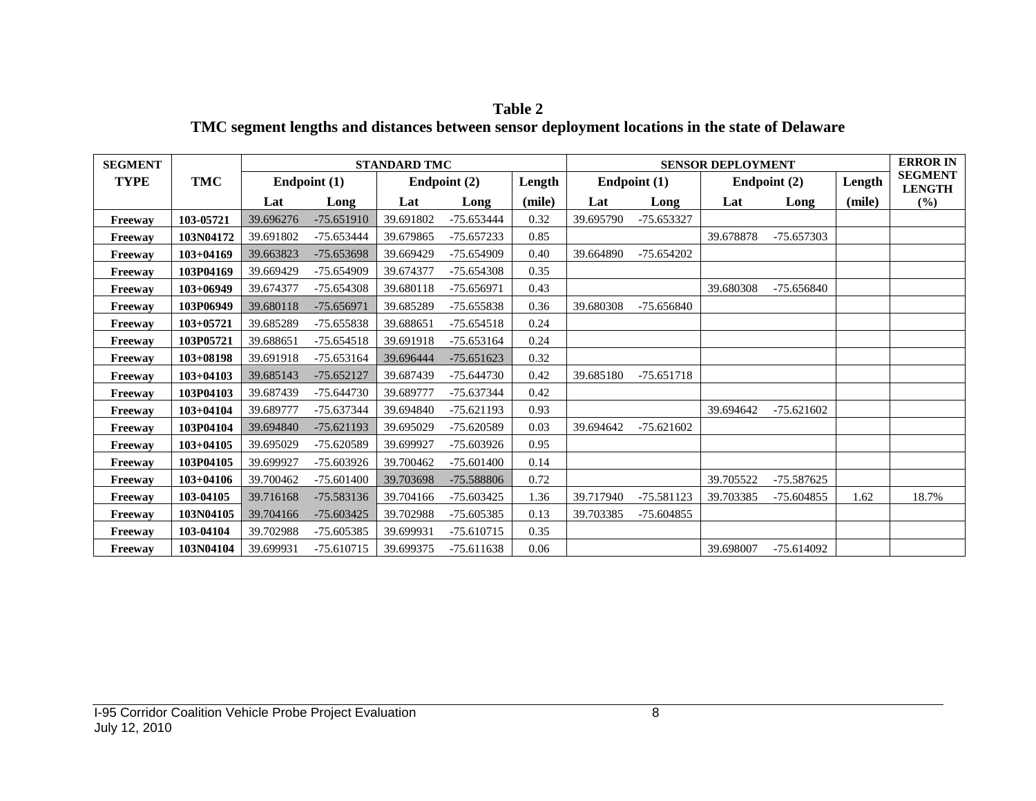**Table 2**
**TMC segment lengths and distances between sensor deployment locations in the state of Delaware**

| SEGMENT TYPE | TMC | STANDARD TMC | | | | | SENSOR DEPLOYMENT | | | | | ERROR IN SEGMENT LENGTH |
|---|---|---|---|---|---|---|---|---|---|---|---|---|
| | | Endpoint (1) | | Endpoint (2) | | Length | Endpoint (1) | | Endpoint (2) | | Length | |
| | | Lat | Long | Lat | Long | (mile) | Lat | Long | Lat | Long | (mile) | (%) |
| Freeway | 103-05721 | 39.696276 | -75.651910 | 39.691802 | -75.653444 | 0.32 | 39.695790 | -75.653327 | | | | |
| Freeway | 103N04172 | 39.691802 | -75.653444 | 39.679865 | -75.657233 | 0.85 | | | 39.678878 | -75.657303 | | |
| Freeway | 103+04169 | 39.663823 | -75.653698 | 39.669429 | -75.654909 | 0.40 | 39.664890 | -75.654202 | | | | |
| Freeway | 103P04169 | 39.669429 | -75.654909 | 39.674377 | -75.654308 | 0.35 | | | | | | |
| Freeway | 103+06949 | 39.674377 | -75.654308 | 39.680118 | -75.656971 | 0.43 | | | 39.680308 | -75.656840 | | |
| Freeway | 103P06949 | 39.680118 | -75.656971 | 39.685289 | -75.655838 | 0.36 | 39.680308 | -75.656840 | | | | |
| Freeway | 103+05721 | 39.685289 | -75.655838 | 39.688651 | -75.654518 | 0.24 | | | | | | |
| Freeway | 103P05721 | 39.688651 | -75.654518 | 39.691918 | -75.653164 | 0.24 | | | | | | |
| Freeway | 103+08198 | 39.691918 | -75.653164 | 39.696444 | -75.651623 | 0.32 | | | | | | |
| Freeway | 103+04103 | 39.685143 | -75.652127 | 39.687439 | -75.644730 | 0.42 | 39.685180 | -75.651718 | | | | |
| Freeway | 103P04103 | 39.687439 | -75.644730 | 39.689777 | -75.637344 | 0.42 | | | | | | |
| Freeway | 103+04104 | 39.689777 | -75.637344 | 39.694840 | -75.621193 | 0.93 | | | 39.694642 | -75.621602 | | |
| Freeway | 103P04104 | 39.694840 | -75.621193 | 39.695029 | -75.620589 | 0.03 | 39.694642 | -75.621602 | | | | |
| Freeway | 103+04105 | 39.695029 | -75.620589 | 39.699927 | -75.603926 | 0.95 | | | | | | |
| Freeway | 103P04105 | 39.699927 | -75.603926 | 39.700462 | -75.601400 | 0.14 | | | | | | |
| Freeway | 103+04106 | 39.700462 | -75.601400 | 39.703698 | -75.588806 | 0.72 | | | 39.705522 | -75.587625 | | |
| Freeway | 103-04105 | 39.716168 | -75.583136 | 39.704166 | -75.603425 | 1.36 | 39.717940 | -75.581123 | 39.703385 | -75.604855 | 1.62 | 18.7% |
| Freeway | 103N04105 | 39.704166 | -75.603425 | 39.702988 | -75.605385 | 0.13 | 39.703385 | -75.604855 | | | | |
| Freeway | 103-04104 | 39.702988 | -75.605385 | 39.699931 | -75.610715 | 0.35 | | | | | | |
| Freeway | 103N04104 | 39.699931 | -75.610715 | 39.699375 | -75.611638 | 0.06 | | | 39.698007 | -75.614092 | | |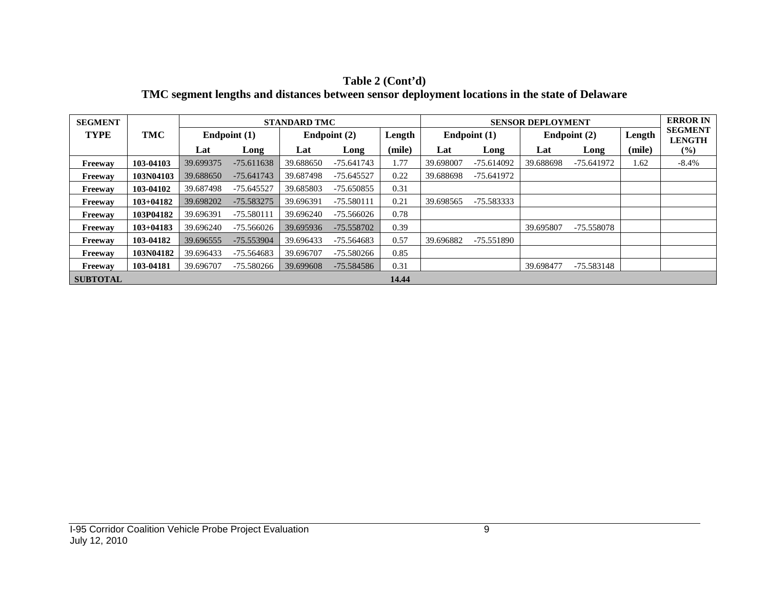**Table 2 (Cont'd)**
**TMC segment lengths and distances between sensor deployment locations in the state of Delaware**

| SEGMENT TYPE | TMC | STANDARD TMC | | | | | SENSOR DEPLOYMENT | | | | | ERROR IN SEGMENT LENGTH |
|---|---|---|---|---|---|---|---|---|---|---|---|---|
| | | Endpoint (1) | | Endpoint (2) | | Length | Endpoint (1) | | Endpoint (2) | | Length | |
| | | Lat | Long | Lat | Long | (mile) | Lat | Long | Lat | Long | (mile) | (%) |
| **Freeway** | **103-04103** | 39.699375 | -75.611638 | 39.688650 | -75.641743 | 1.77 | 39.698007 | -75.614092 | 39.688698 | -75.641972 | 1.62 | -8.4% |
| **Freeway** | **103N04103** | 39.688650 | -75.641743 | 39.687498 | -75.645527 | 0.22 | 39.688698 | -75.641972 | | | | |
| **Freeway** | **103-04102** | 39.687498 | -75.645527 | 39.685803 | -75.650855 | 0.31 | | | | | | |
| **Freeway** | **103+04182** | 39.698202 | -75.583275 | 39.696391 | -75.580111 | 0.21 | 39.698565 | -75.583333 | | | | |
| **Freeway** | **103P04182** | 39.696391 | -75.580111 | 39.696240 | -75.566026 | 0.78 | | | | | | |
| **Freeway** | **103+04183** | 39.696240 | -75.566026 | 39.695936 | -75.558702 | 0.39 | | | 39.695807 | -75.558078 | | |
| **Freeway** | **103-04182** | 39.696555 | -75.553904 | 39.696433 | -75.564683 | 0.57 | 39.696882 | -75.551890 | | | | |
| **Freeway** | **103N04182** | 39.696433 | -75.564683 | 39.696707 | -75.580266 | 0.85 | | | | | | |
| **Freeway** | **103-04181** | 39.696707 | -75.580266 | 39.699608 | -75.584586 | 0.31 | | | 39.698477 | -75.583148 | | |
| **SUBTOTAL** | | | | | | **14.44** | | | | | | |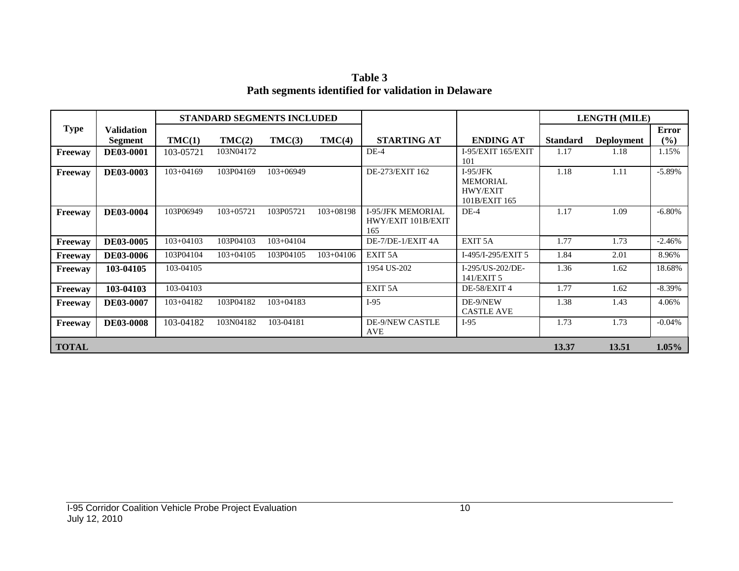**Table 3**
**Path segments identified for validation in Delaware**

| Type | Validation Segment | STANDARD SEGMENTS INCLUDED | | | | STARTING AT | ENDING AT | LENGTH (MILE) | | |
|---|---|---|---|---|---|---|---|---|---|---|
| | | TMC(1) | TMC(2) | TMC(3) | TMC(4) | | | Standard | Deployment | Error (%) |
| **Freeway** | **DE03-0001** | 103-05721 | 103N04172 | | | DE-4 | I-95/EXIT 165/EXIT 101 | 1.17 | 1.18 | 1.15% |
| **Freeway** | **DE03-0003** | 103+04169 | 103P04169 | 103+06949 | | DE-273/EXIT 162 | I-95/JFK MEMORIAL HWY/EXIT 101B/EXIT 165 | 1.18 | 1.11 | -5.89% |
| **Freeway** | **DE03-0004** | 103P06949 | 103+05721 | 103P05721 | 103+08198 | I-95/JFK MEMORIAL HWY/EXIT 101B/EXIT 165 | DE-4 | 1.17 | 1.09 | -6.80% |
| **Freeway** | **DE03-0005** | 103+04103 | 103P04103 | 103+04104 | | DE-7/DE-1/EXIT 4A | EXIT 5A | 1.77 | 1.73 | -2.46% |
| **Freeway** | **DE03-0006** | 103P04104 | 103+04105 | 103P04105 | 103+04106 | EXIT 5A | I-495/I-295/EXIT 5 | 1.84 | 2.01 | 8.96% |
| **Freeway** | **103-04105** | 103-04105 | | | | 1954 US-202 | I-295/US-202/DE-141/EXIT 5 | 1.36 | 1.62 | 18.68% |
| **Freeway** | **103-04103** | 103-04103 | | | | EXIT 5A | DE-58/EXIT 4 | 1.77 | 1.62 | -8.39% |
| **Freeway** | **DE03-0007** | 103+04182 | 103P04182 | 103+04183 | | I-95 | DE-9/NEW CASTLE AVE | 1.38 | 1.43 | 4.06% |
| **Freeway** | **DE03-0008** | 103-04182 | 103N04182 | 103-04181 | | DE-9/NEW CASTLE AVE | I-95 | 1.73 | 1.73 | -0.04% |
| **TOTAL** | | | | | | | | **13.37** | **13.51** | **1.05%** |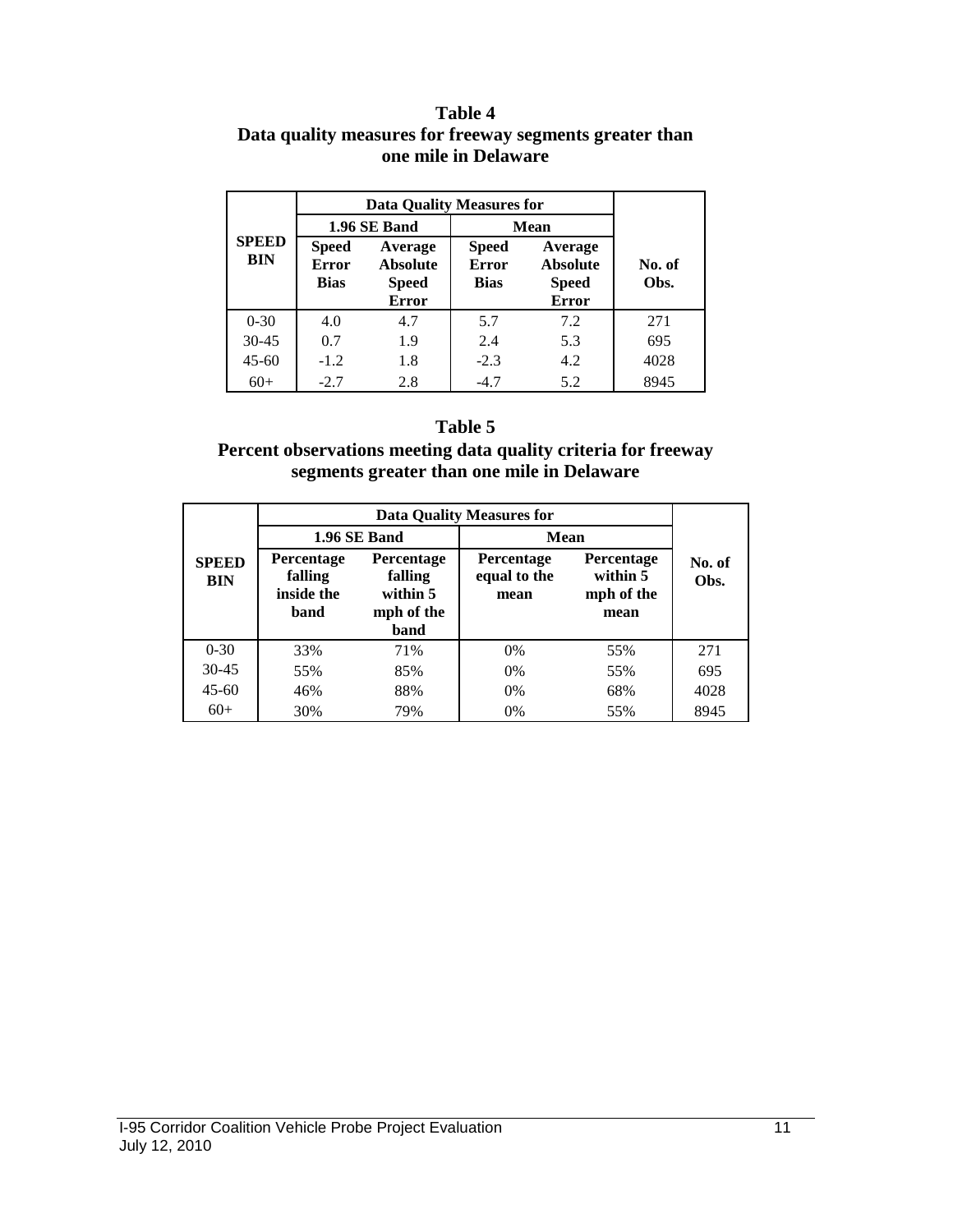**Table 4**
**Data quality measures for freeway segments greater than one mile in Delaware**

| SPEED BIN | Data Quality Measures for | | | | No. of Obs. |
|---|---|---|---|---|---|
| | 1.96 SE Band | | Mean | | |
| | Speed Error Bias | Average Absolute Speed Error | Speed Error Bias | Average Absolute Speed Error | |
| 0-30 | 4.0 | 4.7 | 5.7 | 7.2 | 271 |
| 30-45 | 0.7 | 1.9 | 2.4 | 5.3 | 695 |
| 45-60 | -1.2 | 1.8 | -2.3 | 4.2 | 4028 |
| 60+ | -2.7 | 2.8 | -4.7 | 5.2 | 8945 |

**Table 5**
**Percent observations meeting data quality criteria for freeway segments greater than one mile in Delaware**

| SPEED BIN | Data Quality Measures for | | | | No. of Obs. |
|---|---|---|---|---|---|
| | 1.96 SE Band | | Mean | | |
| | Percentage falling inside the band | Percentage falling within 5 mph of the band | Percentage equal to the mean | Percentage within 5 mph of the mean | |
| 0-30 | 33% | 71% | 0% | 55% | 271 |
| 30-45 | 55% | 85% | 0% | 55% | 695 |
| 45-60 | 46% | 88% | 0% | 68% | 4028 |
| 60+ | 30% | 79% | 0% | 55% | 8945 |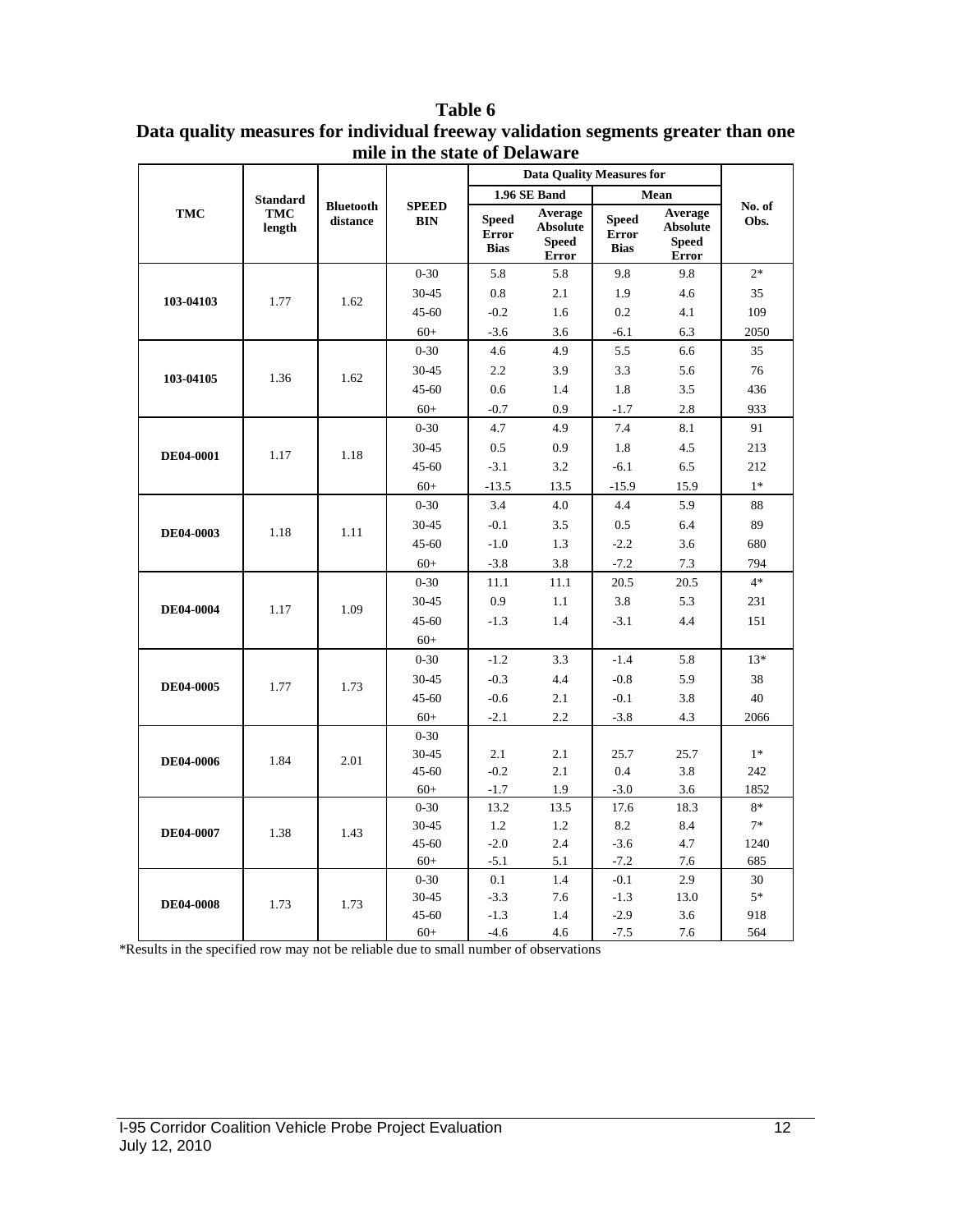**Table 6**
**Data quality measures for individual freeway validation segments greater than one mile in the state of Delaware**

| TMC | Standard TMC length | Bluetooth distance | SPEED BIN | Data Quality Measures for | | | | No. of Obs. |
|---|---|---|---|---|---|---|---|---|
| | | | | 1.96 SE Band | | Mean | | |
| | | | | Speed Error Bias | Average Absolute Speed Error | Speed Error Bias | Average Absolute Speed Error | |
| 103-04103 | 1.77 | 1.62 | 0-30 | 5.8 | 5.8 | 9.8 | 9.8 | 2* |
| | | | 30-45 | 0.8 | 2.1 | 1.9 | 4.6 | 35 |
| | | | 45-60 | -0.2 | 1.6 | 0.2 | 4.1 | 109 |
| | | | 60+ | -3.6 | 3.6 | -6.1 | 6.3 | 2050 |
| 103-04105 | 1.36 | 1.62 | 0-30 | 4.6 | 4.9 | 5.5 | 6.6 | 35 |
| | | | 30-45 | 2.2 | 3.9 | 3.3 | 5.6 | 76 |
| | | | 45-60 | 0.6 | 1.4 | 1.8 | 3.5 | 436 |
| | | | 60+ | -0.7 | 0.9 | -1.7 | 2.8 | 933 |
| DE04-0001 | 1.17 | 1.18 | 0-30 | 4.7 | 4.9 | 7.4 | 8.1 | 91 |
| | | | 30-45 | 0.5 | 0.9 | 1.8 | 4.5 | 213 |
| | | | 45-60 | -3.1 | 3.2 | -6.1 | 6.5 | 212 |
| | | | 60+ | -13.5 | 13.5 | -15.9 | 15.9 | 1* |
| DE04-0003 | 1.18 | 1.11 | 0-30 | 3.4 | 4.0 | 4.4 | 5.9 | 88 |
| | | | 30-45 | -0.1 | 3.5 | 0.5 | 6.4 | 89 |
| | | | 45-60 | -1.0 | 1.3 | -2.2 | 3.6 | 680 |
| | | | 60+ | -3.8 | 3.8 | -7.2 | 7.3 | 794 |
| DE04-0004 | 1.17 | 1.09 | 0-30 | 11.1 | 11.1 | 20.5 | 20.5 | 4* |
| | | | 30-45 | 0.9 | 1.1 | 3.8 | 5.3 | 231 |
| | | | 45-60 | -1.3 | 1.4 | -3.1 | 4.4 | 151 |
| | | | 60+ | | | | | |
| DE04-0005 | 1.77 | 1.73 | 0-30 | -1.2 | 3.3 | -1.4 | 5.8 | 13* |
| | | | 30-45 | -0.3 | 4.4 | -0.8 | 5.9 | 38 |
| | | | 45-60 | -0.6 | 2.1 | -0.1 | 3.8 | 40 |
| | | | 60+ | -2.1 | 2.2 | -3.8 | 4.3 | 2066 |
| DE04-0006 | 1.84 | 2.01 | 0-30 | | | | | |
| | | | 30-45 | 2.1 | 2.1 | 25.7 | 25.7 | 1* |
| | | | 45-60 | -0.2 | 2.1 | 0.4 | 3.8 | 242 |
| | | | 60+ | -1.7 | 1.9 | -3.0 | 3.6 | 1852 |
| DE04-0007 | 1.38 | 1.43 | 0-30 | 13.2 | 13.5 | 17.6 | 18.3 | 8* |
| | | | 30-45 | 1.2 | 1.2 | 8.2 | 8.4 | 7* |
| | | | 45-60 | -2.0 | 2.4 | -3.6 | 4.7 | 1240 |
| | | | 60+ | -5.1 | 5.1 | -7.2 | 7.6 | 685 |
| DE04-0008 | 1.73 | 1.73 | 0-30 | 0.1 | 1.4 | -0.1 | 2.9 | 30 |
| | | | 30-45 | -3.3 | 7.6 | -1.3 | 13.0 | 5* |
| | | | 45-60 | -1.3 | 1.4 | -2.9 | 3.6 | 918 |
| | | | 60+ | -4.6 | 4.6 | -7.5 | 7.6 | 564 |

*Results in the specified row may not be reliable due to small number of observations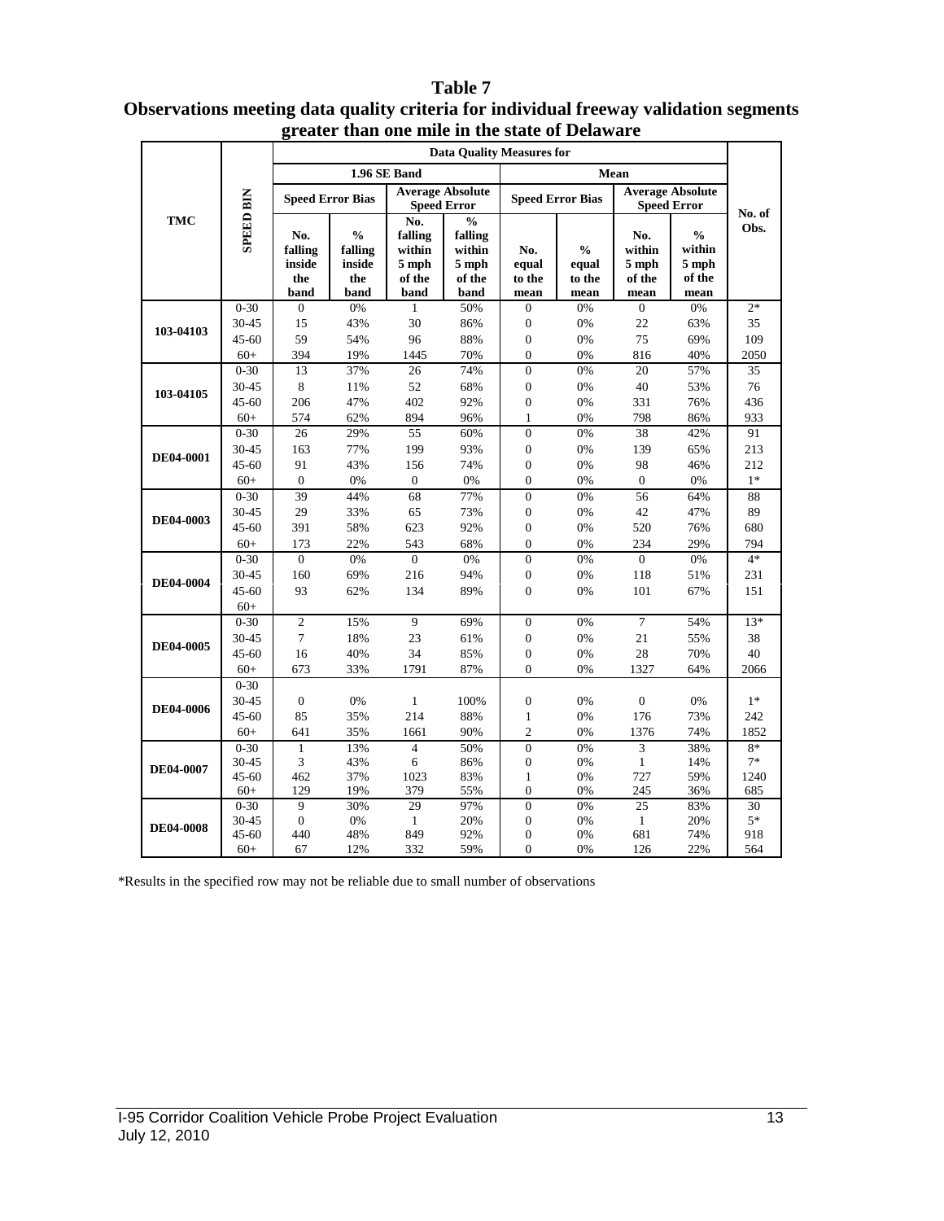**Table 7**
**Observations meeting data quality criteria for individual freeway validation segments greater than one mile in the state of Delaware**

| TMC | SPEED BIN | Data Quality Measures for | | | | | | | | No. of Obs. |
|---|---|---|---|---|---|---|---|---|---|---|
| | | 1.96 SE Band | | | | Mean | | | | |
| | | Speed Error Bias | | Average Absolute Speed Error | | Speed Error Bias | | Average Absolute Speed Error | | |
| | | No. falling inside the band | % falling inside the band | No. falling within 5 mph of the band | % falling within 5 mph of the band | No. equal to the mean | % equal to the mean | No. within 5 mph of the mean | % within 5 mph of the mean | |
| 103-04103 | 0-30 | 0 | 0% | 1 | 50% | 0 | 0% | 0 | 0% | 2* |
| | 30-45 | 15 | 43% | 30 | 86% | 0 | 0% | 22 | 63% | 35 |
| | 45-60 | 59 | 54% | 96 | 88% | 0 | 0% | 75 | 69% | 109 |
| | 60+ | 394 | 19% | 1445 | 70% | 0 | 0% | 816 | 40% | 2050 |
| 103-04105 | 0-30 | 13 | 37% | 26 | 74% | 0 | 0% | 20 | 57% | 35 |
| | 30-45 | 8 | 11% | 52 | 68% | 0 | 0% | 40 | 53% | 76 |
| | 45-60 | 206 | 47% | 402 | 92% | 0 | 0% | 331 | 76% | 436 |
| | 60+ | 574 | 62% | 894 | 96% | 1 | 0% | 798 | 86% | 933 |
| DE04-0001 | 0-30 | 26 | 29% | 55 | 60% | 0 | 0% | 38 | 42% | 91 |
| | 30-45 | 163 | 77% | 199 | 93% | 0 | 0% | 139 | 65% | 213 |
| | 45-60 | 91 | 43% | 156 | 74% | 0 | 0% | 98 | 46% | 212 |
| | 60+ | 0 | 0% | 0 | 0% | 0 | 0% | 0 | 0% | 1* |
| DE04-0003 | 0-30 | 39 | 44% | 68 | 77% | 0 | 0% | 56 | 64% | 88 |
| | 30-45 | 29 | 33% | 65 | 73% | 0 | 0% | 42 | 47% | 89 |
| | 45-60 | 391 | 58% | 623 | 92% | 0 | 0% | 520 | 76% | 680 |
| | 60+ | 173 | 22% | 543 | 68% | 0 | 0% | 234 | 29% | 794 |
| DE04-0004 | 0-30 | 0 | 0% | 0 | 0% | 0 | 0% | 0 | 0% | 4* |
| | 30-45 | 160 | 69% | 216 | 94% | 0 | 0% | 118 | 51% | 231 |
| | 45-60 | 93 | 62% | 134 | 89% | 0 | 0% | 101 | 67% | 151 |
| | 60+ | | | | | | | | | |
| DE04-0005 | 0-30 | 2 | 15% | 9 | 69% | 0 | 0% | 7 | 54% | 13* |
| | 30-45 | 7 | 18% | 23 | 61% | 0 | 0% | 21 | 55% | 38 |
| | 45-60 | 16 | 40% | 34 | 85% | 0 | 0% | 28 | 70% | 40 |
| | 60+ | 673 | 33% | 1791 | 87% | 0 | 0% | 1327 | 64% | 2066 |
| DE04-0006 | 0-30 | | | | | | | | | |
| | 30-45 | 0 | 0% | 1 | 100% | 0 | 0% | 0 | 0% | 1* |
| | 45-60 | 85 | 35% | 214 | 88% | 1 | 0% | 176 | 73% | 242 |
| | 60+ | 641 | 35% | 1661 | 90% | 2 | 0% | 1376 | 74% | 1852 |
| DE04-0007 | 0-30 | 1 | 13% | 4 | 50% | 0 | 0% | 3 | 38% | 8* |
| | 30-45 | 3 | 43% | 6 | 86% | 0 | 0% | 1 | 14% | 7* |
| | 45-60 | 462 | 37% | 1023 | 83% | 1 | 0% | 727 | 59% | 1240 |
| | 60+ | 129 | 19% | 379 | 55% | 0 | 0% | 245 | 36% | 685 |
| DE04-0008 | 0-30 | 9 | 30% | 29 | 97% | 0 | 0% | 25 | 83% | 30 |
| | 30-45 | 0 | 0% | 1 | 20% | 0 | 0% | 1 | 20% | 5* |
| | 45-60 | 440 | 48% | 849 | 92% | 0 | 0% | 681 | 74% | 918 |
| | 60+ | 67 | 12% | 332 | 59% | 0 | 0% | 126 | 22% | 564 |

*Results in the specified row may not be reliable due to small number of observations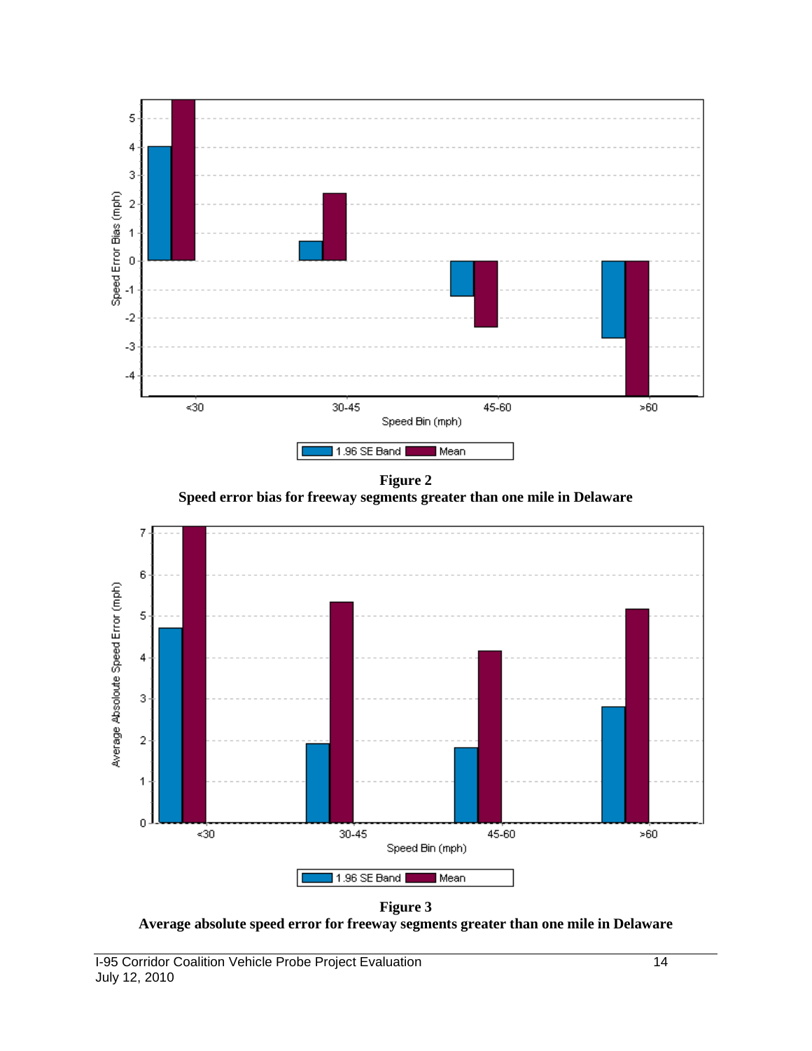Speed Error Bias (mph)

5
4
3
2
1
0
-1
-2
-3
-4

<30
30-45
45-60
>60

Speed Bin (mph)

1.96 SE Band
Mean

**Figure 2**
**Speed error bias for freeway segments greater than one mile in Delaware**

Average Absoloute Speed Error (mph)

7
6
5
4
3
2
1
0

<30
30-45
45-60
>60

Speed Bin (mph)

1.96 SE Band
Mean

**Figure 3**
**Average absolute speed error for freeway segments greater than one mile in Delaware**